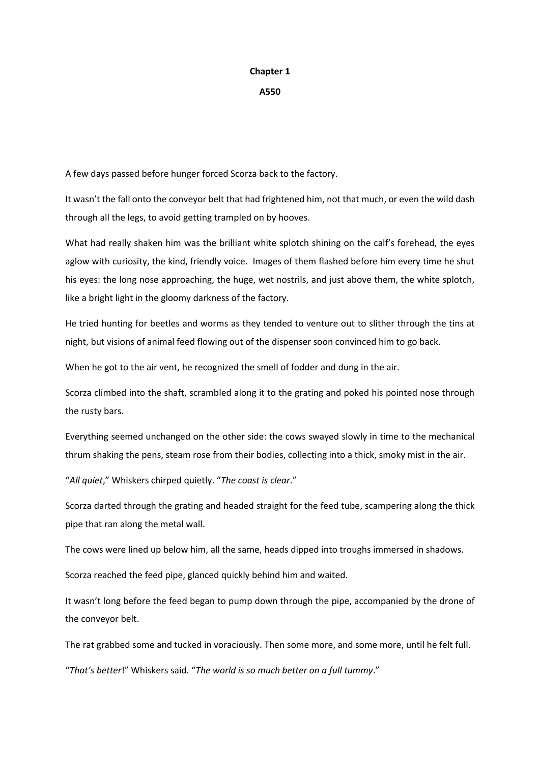# Chapter 1

## A550

A few days passed before hunger forced Scorza back to the factory.

It wasn't the fall onto the conveyor belt that had frightened him, not that much, or even the wild dash through all the legs, to avoid getting trampled on by hooves.

What had really shaken him was the brilliant white splotch shining on the calf's forehead, the eyes aglow with curiosity, the kind, friendly voice. Images of them flashed before him every time he shut his eyes: the long nose approaching, the huge, wet nostrils, and just above them, the white splotch, like a bright light in the gloomy darkness of the factory.

He tried hunting for beetles and worms as they tended to venture out to slither through the tins at night, but visions of animal feed flowing out of the dispenser soon convinced him to go back.

When he got to the air vent, he recognized the smell of fodder and dung in the air.

Scorza climbed into the shaft, scrambled along it to the grating and poked his pointed nose through the rusty bars.

Everything seemed unchanged on the other side: the cows swayed slowly in time to the mechanical thrum shaking the pens, steam rose from their bodies, collecting into a thick, smoky mist in the air.

"*All quiet*," Whiskers chirped quietly. "*The coast is clear*."

Scorza darted through the grating and headed straight for the feed tube, scampering along the thick pipe that ran along the metal wall.

The cows were lined up below him, all the same, heads dipped into troughs immersed in shadows.

Scorza reached the feed pipe, glanced quickly behind him and waited.

It wasn't long before the feed began to pump down through the pipe, accompanied by the drone of the conveyor belt.

The rat grabbed some and tucked in voraciously. Then some more, and some more, until he felt full.

"*That's better*!" Whiskers said. "*The world is so much better on a full tummy*."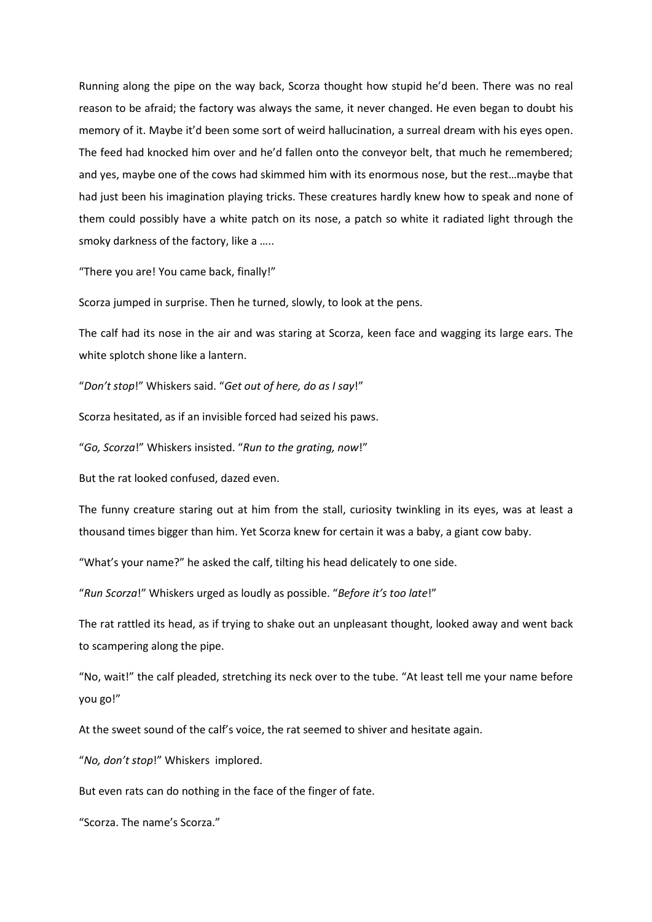Running along the pipe on the way back, Scorza thought how stupid he'd been. There was no real reason to be afraid; the factory was always the same, it never changed. He even began to doubt his memory of it. Maybe it'd been some sort of weird hallucination, a surreal dream with his eyes open. The feed had knocked him over and he'd fallen onto the conveyor belt, that much he remembered; and yes, maybe one of the cows had skimmed him with its enormous nose, but the rest…maybe that had just been his imagination playing tricks. These creatures hardly knew how to speak and none of them could possibly have a white patch on its nose, a patch so white it radiated light through the smoky darkness of the factory, like a …..

"There you are! You came back, finally!"

Scorza jumped in surprise. Then he turned, slowly, to look at the pens.

The calf had its nose in the air and was staring at Scorza, keen face and wagging its large ears. The white splotch shone like a lantern.

"*Don't stop*!" Whiskers said. "*Get out of here, do as I say*!"

Scorza hesitated, as if an invisible forced had seized his paws.

"*Go, Scorza*!" Whiskers insisted. "*Run to the grating, now*!"

But the rat looked confused, dazed even.

The funny creature staring out at him from the stall, curiosity twinkling in its eyes, was at least a thousand times bigger than him. Yet Scorza knew for certain it was a baby, a giant cow baby.

"What's your name?" he asked the calf, tilting his head delicately to one side.

"*Run Scorza*!" Whiskers urged as loudly as possible. "*Before it's too late*!"

The rat rattled its head, as if trying to shake out an unpleasant thought, looked away and went back to scampering along the pipe.

"No, wait!" the calf pleaded, stretching its neck over to the tube. "At least tell me your name before you go!"

At the sweet sound of the calf's voice, the rat seemed to shiver and hesitate again.

"*No, don't stop*!" Whiskers implored.

But even rats can do nothing in the face of the finger of fate.

"Scorza. The name's Scorza."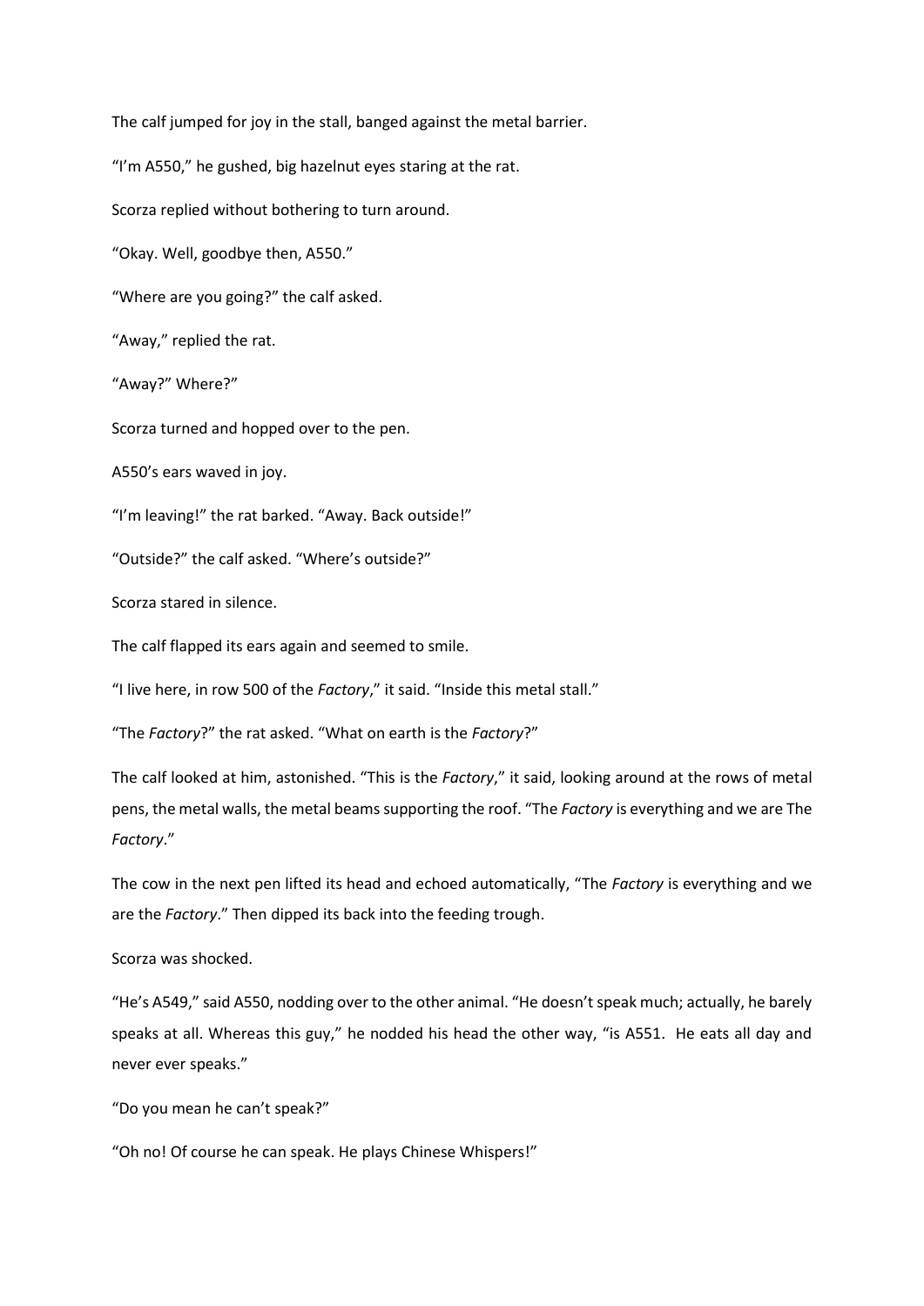The calf jumped for joy in the stall, banged against the metal barrier.

"I'm A550," he gushed, big hazelnut eyes staring at the rat.

Scorza replied without bothering to turn around.

"Okay. Well, goodbye then, A550."

"Where are you going?" the calf asked.

"Away," replied the rat.

"Away?" Where?"

Scorza turned and hopped over to the pen.

A550's ears waved in joy.

"I'm leaving!" the rat barked. "Away. Back outside!"

"Outside?" the calf asked. "Where's outside?"

Scorza stared in silence.

The calf flapped its ears again and seemed to smile.

"I live here, in row 500 of the *Factory*," it said. "Inside this metal stall."

"The *Factory*?" the rat asked. "What on earth is the *Factory*?"

The calf looked at him, astonished. "This is the *Factory*," it said, looking around at the rows of metal pens, the metal walls, the metal beams supporting the roof. "The *Factory* is everything and we are The *Factory*."

The cow in the next pen lifted its head and echoed automatically, "The *Factory* is everything and we are the *Factory*." Then dipped its back into the feeding trough.

Scorza was shocked.

"He's A549," said A550, nodding over to the other animal. "He doesn't speak much; actually, he barely speaks at all. Whereas this guy," he nodded his head the other way, "is A551. He eats all day and never ever speaks."

"Do you mean he can't speak?"

"Oh no! Of course he can speak. He plays Chinese Whispers!"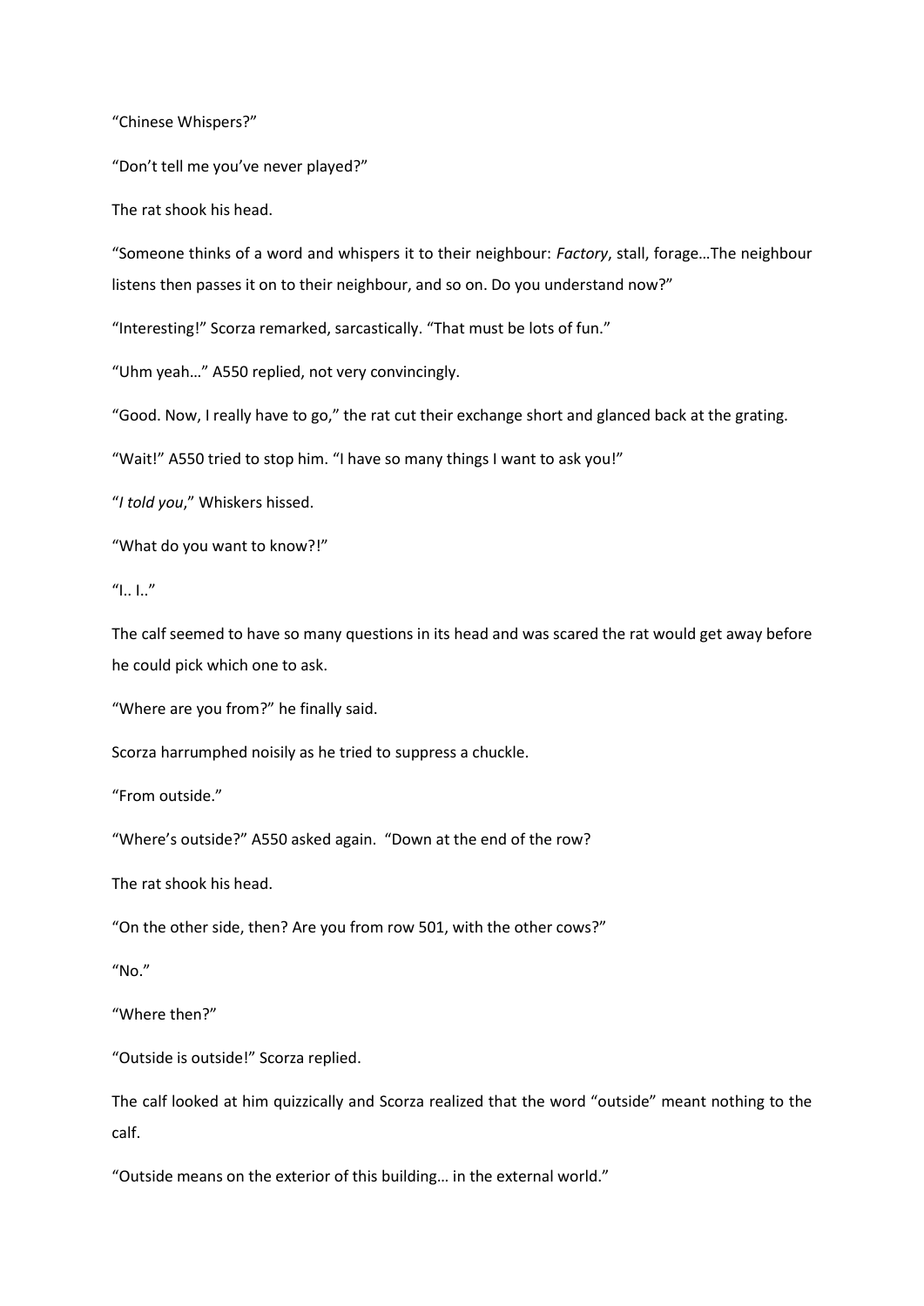"Chinese Whispers?"

"Don't tell me you've never played?"

The rat shook his head.

"Someone thinks of a word and whispers it to their neighbour: *Factory*, stall, forage…The neighbour listens then passes it on to their neighbour, and so on. Do you understand now?"

"Interesting!" Scorza remarked, sarcastically. "That must be lots of fun."

"Uhm yeah…" A550 replied, not very convincingly.

"Good. Now, I really have to go," the rat cut their exchange short and glanced back at the grating.

"Wait!" A550 tried to stop him. "I have so many things I want to ask you!"

"*I told you*," Whiskers hissed.

"What do you want to know?!"

"I.. I.."

The calf seemed to have so many questions in its head and was scared the rat would get away before he could pick which one to ask.

"Where are you from?" he finally said.

Scorza harrumphed noisily as he tried to suppress a chuckle.

"From outside."

"Where's outside?" A550 asked again. "Down at the end of the row?

The rat shook his head.

"On the other side, then? Are you from row 501, with the other cows?"

"No."

"Where then?"

"Outside is outside!" Scorza replied.

The calf looked at him quizzically and Scorza realized that the word "outside" meant nothing to the calf.

"Outside means on the exterior of this building… in the external world."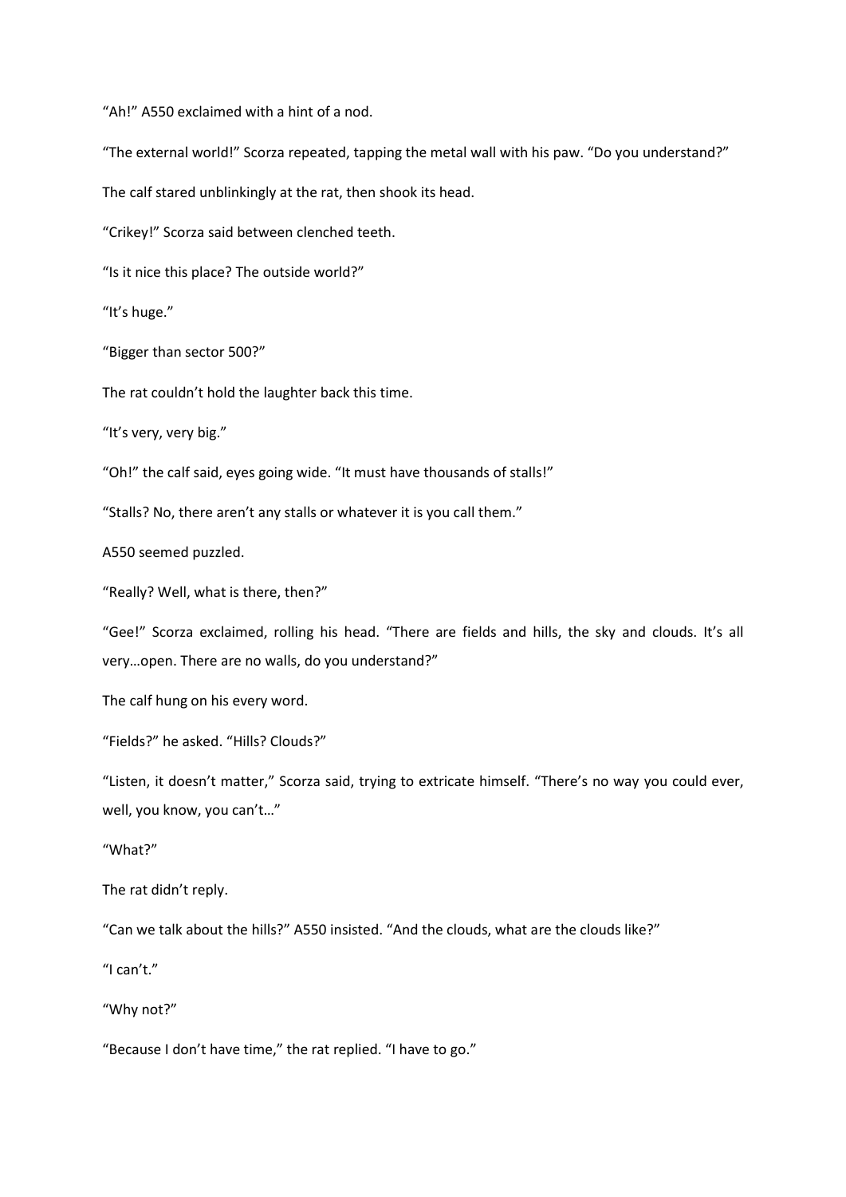“Ah!” A550 exclaimed with a hint of a nod.

“The external world!” Scorza repeated, tapping the metal wall with his paw. “Do you understand?”

The calf stared unblinkingly at the rat, then shook its head.

“Crikey!” Scorza said between clenched teeth.

“Is it nice this place? The outside world?”

“It’s huge.”

“Bigger than sector 500?”

The rat couldn’t hold the laughter back this time.

“It’s very, very big.”

“Oh!” the calf said, eyes going wide. “It must have thousands of stalls!”

“Stalls? No, there aren’t any stalls or whatever it is you call them.”

A550 seemed puzzled.

“Really? Well, what is there, then?”

“Gee!” Scorza exclaimed, rolling his head. “There are fields and hills, the sky and clouds. It’s all very…open. There are no walls, do you understand?”

The calf hung on his every word.

“Fields?” he asked. “Hills? Clouds?”

“Listen, it doesn’t matter,” Scorza said, trying to extricate himself. “There’s no way you could ever, well, you know, you can’t…”

“What?”

The rat didn’t reply.

“Can we talk about the hills?” A550 insisted. “And the clouds, what are the clouds like?”

“I can’t.”

“Why not?”

“Because I don’t have time,” the rat replied. “I have to go.”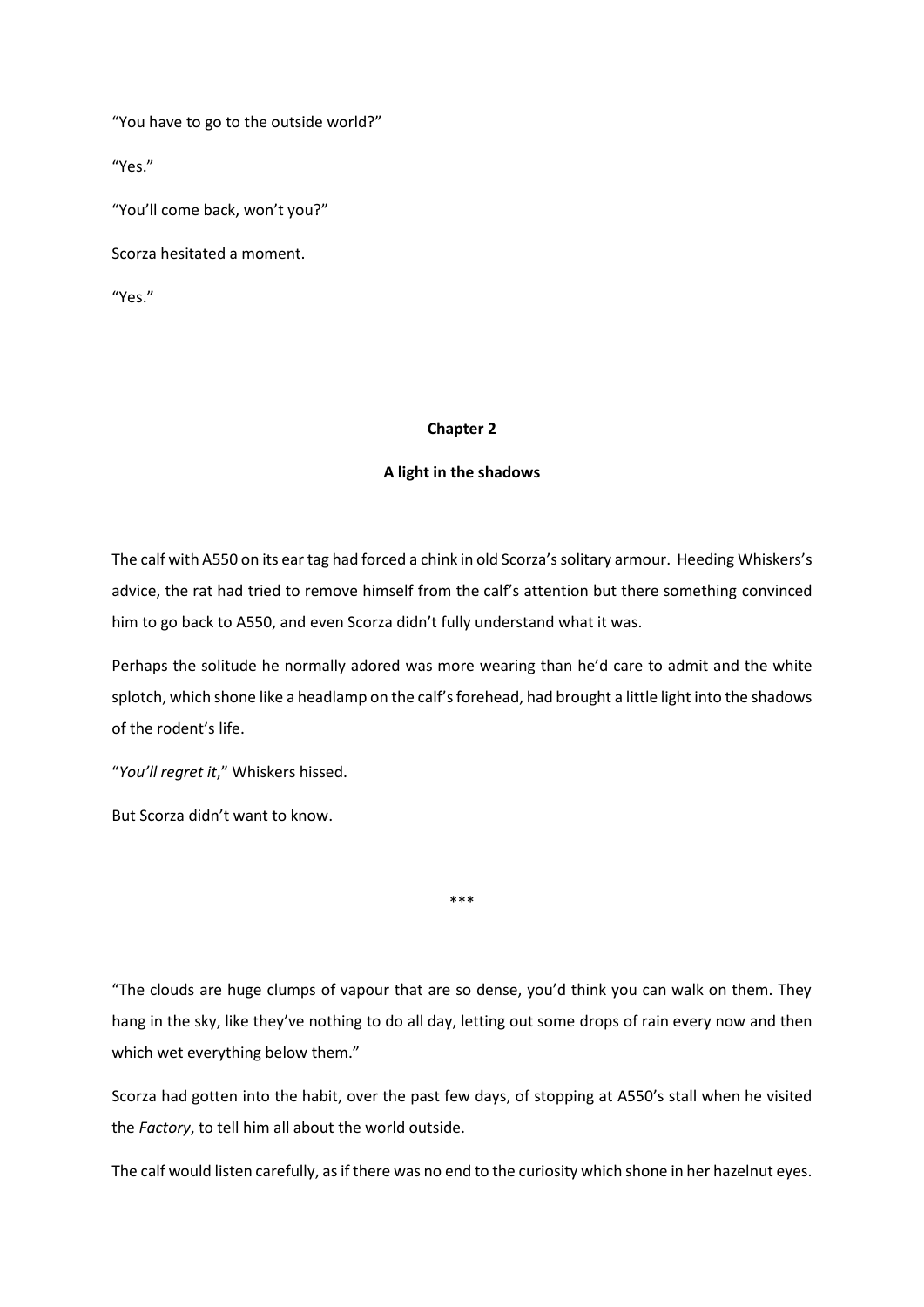"You have to go to the outside world?"

"Yes."

"You'll come back, won't you?"

Scorza hesitated a moment.

"Yes."

## Chapter 2

### A light in the shadows

The calf with A550 on its ear tag had forced a chink in old Scorza's solitary armour. Heeding Whiskers's advice, the rat had tried to remove himself from the calf's attention but there something convinced him to go back to A550, and even Scorza didn't fully understand what it was.

Perhaps the solitude he normally adored was more wearing than he'd care to admit and the white splotch, which shone like a headlamp on the calf's forehead, had brought a little light into the shadows of the rodent's life.

"*You'll regret it*," Whiskers hissed.

But Scorza didn't want to know.

\*\*\*

"The clouds are huge clumps of vapour that are so dense, you'd think you can walk on them. They hang in the sky, like they've nothing to do all day, letting out some drops of rain every now and then which wet everything below them."

Scorza had gotten into the habit, over the past few days, of stopping at A550's stall when he visited the *Factory*, to tell him all about the world outside.

The calf would listen carefully, as if there was no end to the curiosity which shone in her hazelnut eyes.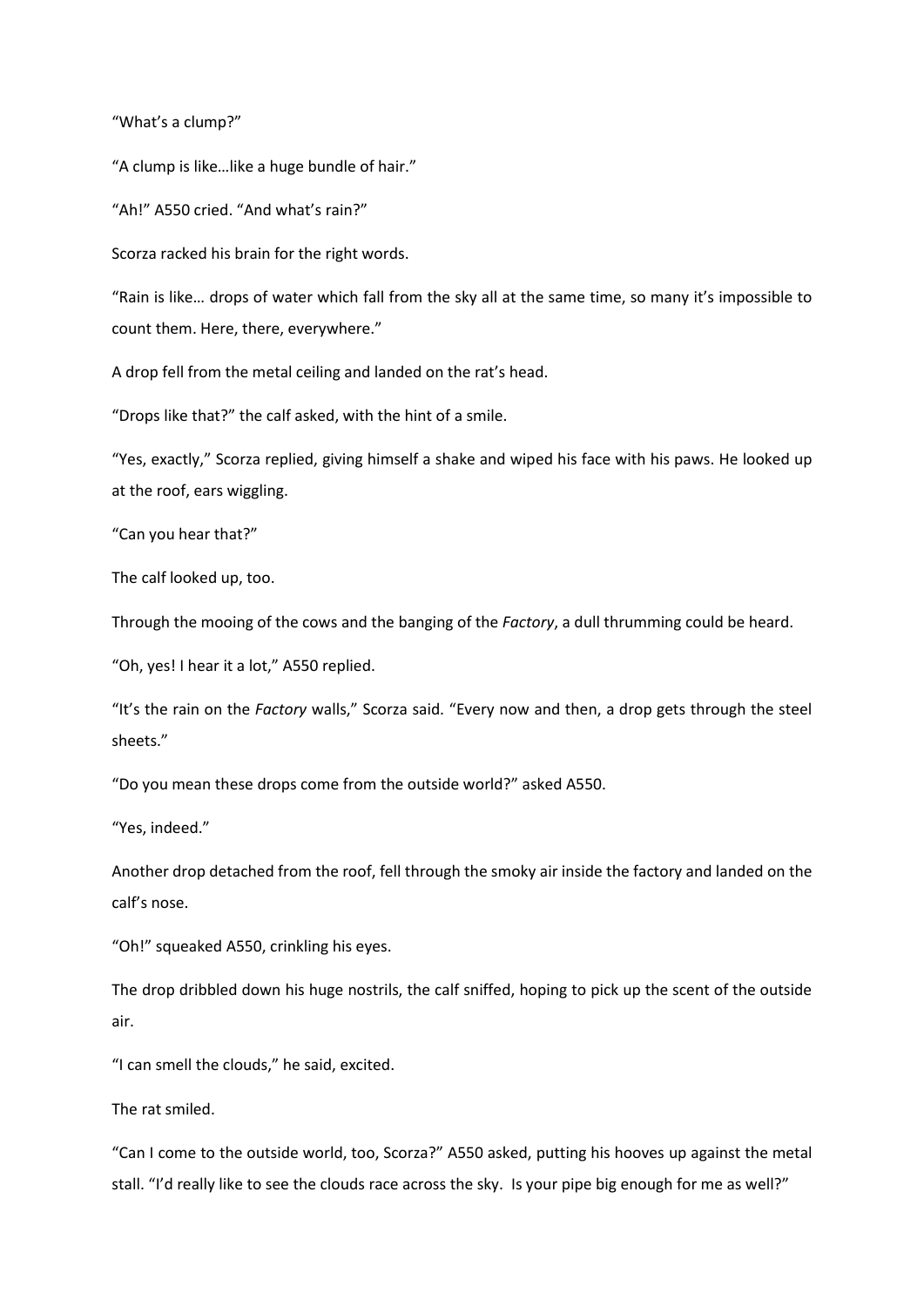"What's a clump?"

"A clump is like…like a huge bundle of hair."

"Ah!" A550 cried. "And what's rain?"

Scorza racked his brain for the right words.

"Rain is like… drops of water which fall from the sky all at the same time, so many it's impossible to count them. Here, there, everywhere."

A drop fell from the metal ceiling and landed on the rat's head.

"Drops like that?" the calf asked, with the hint of a smile.

"Yes, exactly," Scorza replied, giving himself a shake and wiped his face with his paws. He looked up at the roof, ears wiggling.

"Can you hear that?"

The calf looked up, too.

Through the mooing of the cows and the banging of the *Factory*, a dull thrumming could be heard.

"Oh, yes! I hear it a lot," A550 replied.

"It's the rain on the *Factory* walls," Scorza said. "Every now and then, a drop gets through the steel sheets."

"Do you mean these drops come from the outside world?" asked A550.

"Yes, indeed."

Another drop detached from the roof, fell through the smoky air inside the factory and landed on the calf's nose.

"Oh!" squeaked A550, crinkling his eyes.

The drop dribbled down his huge nostrils, the calf sniffed, hoping to pick up the scent of the outside air.

"I can smell the clouds," he said, excited.

The rat smiled.

"Can I come to the outside world, too, Scorza?" A550 asked, putting his hooves up against the metal stall. "I'd really like to see the clouds race across the sky. Is your pipe big enough for me as well?"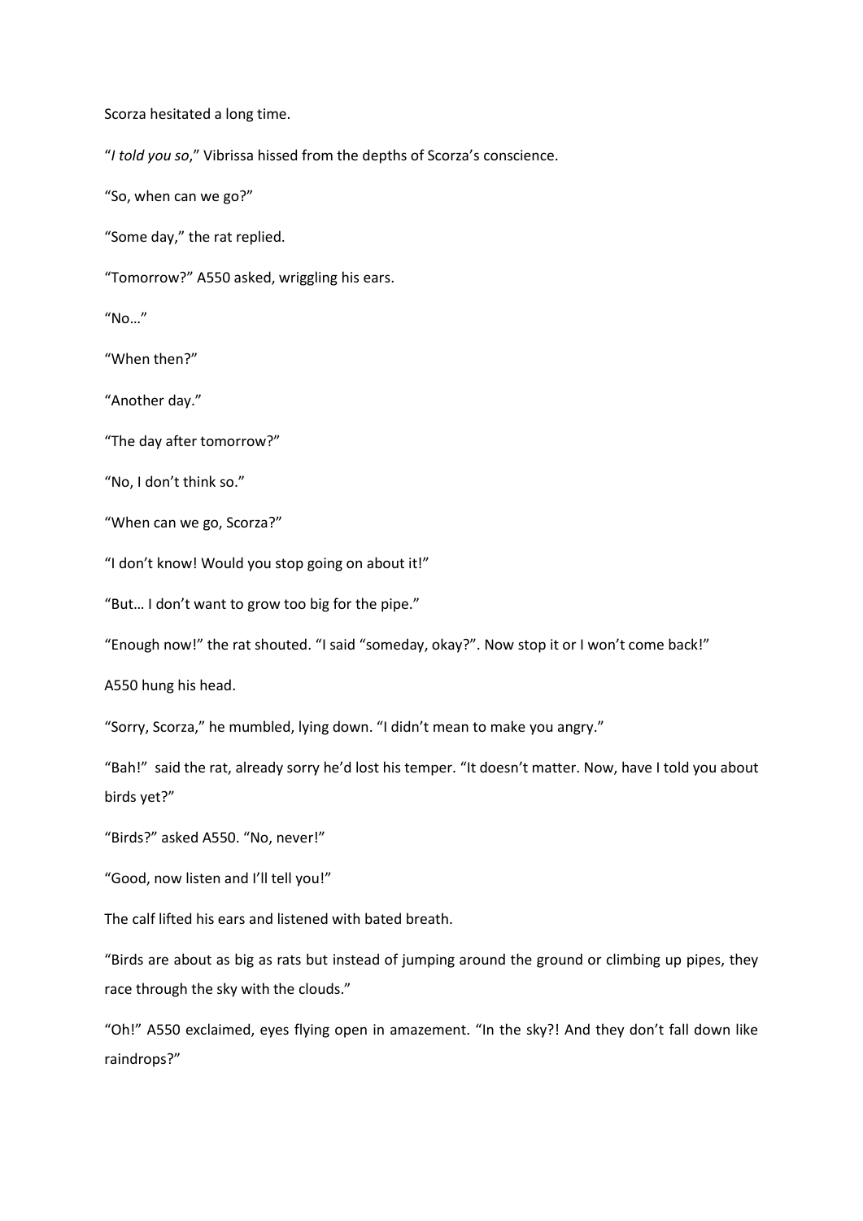Scorza hesitated a long time.

"*I told you so*," Vibrissa hissed from the depths of Scorza's conscience.

"So, when can we go?"

"Some day," the rat replied.

"Tomorrow?" A550 asked, wriggling his ears.

"No…"

"When then?"

"Another day."

"The day after tomorrow?"

"No, I don't think so."

"When can we go, Scorza?"

"I don't know! Would you stop going on about it!"

"But… I don't want to grow too big for the pipe."

"Enough now!" the rat shouted. "I said "someday, okay?". Now stop it or I won't come back!"

A550 hung his head.

"Sorry, Scorza," he mumbled, lying down. "I didn't mean to make you angry."

"Bah!" said the rat, already sorry he'd lost his temper. "It doesn't matter. Now, have I told you about birds yet?"

"Birds?" asked A550. "No, never!"

"Good, now listen and I'll tell you!"

The calf lifted his ears and listened with bated breath.

"Birds are about as big as rats but instead of jumping around the ground or climbing up pipes, they race through the sky with the clouds."

"Oh!" A550 exclaimed, eyes flying open in amazement. "In the sky?! And they don't fall down like raindrops?"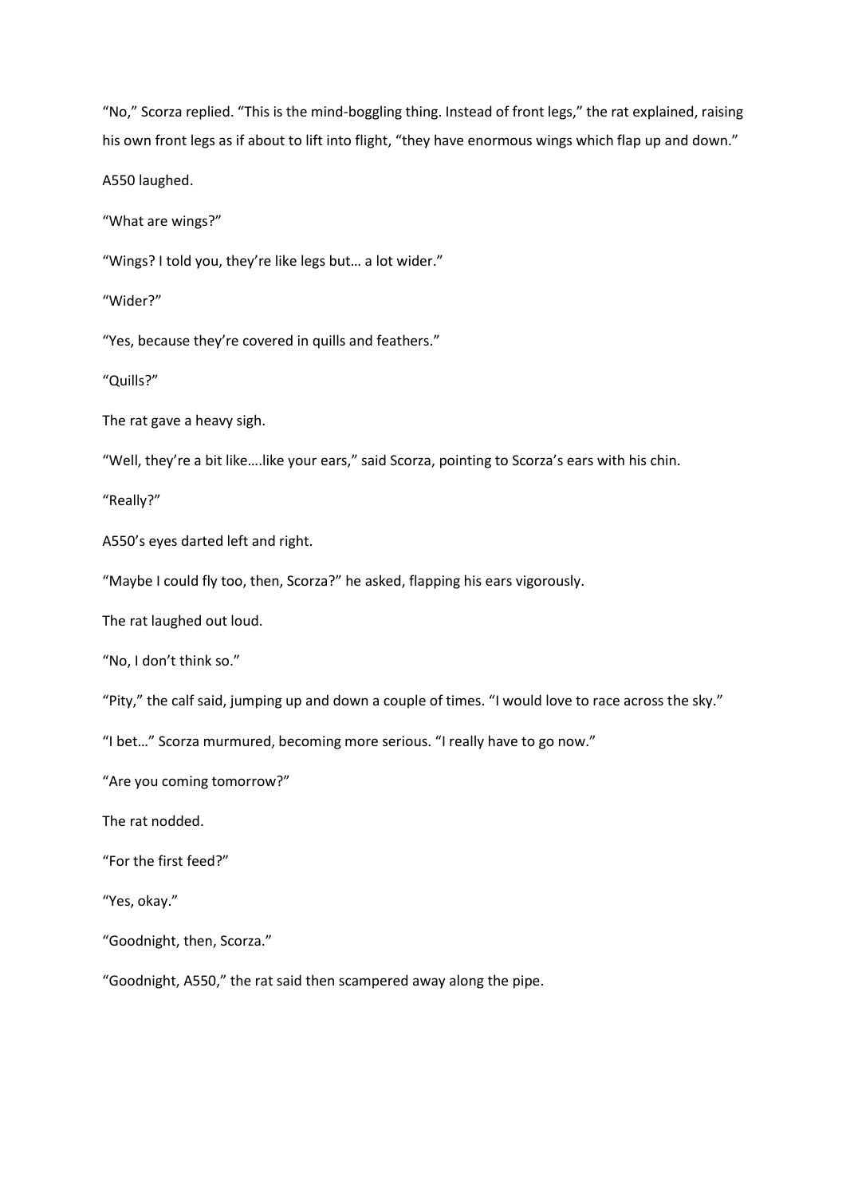“No,” Scorza replied. “This is the mind-boggling thing. Instead of front legs,” the rat explained, raising his own front legs as if about to lift into flight, “they have enormous wings which flap up and down.”

A550 laughed.

“What are wings?”

“Wings? I told you, they’re like legs but… a lot wider.”

“Wider?”

“Yes, because they’re covered in quills and feathers.”

“Quills?”

The rat gave a heavy sigh.

“Well, they’re a bit like….like your ears,” said Scorza, pointing to Scorza’s ears with his chin.

“Really?”

A550’s eyes darted left and right.

“Maybe I could fly too, then, Scorza?” he asked, flapping his ears vigorously.

The rat laughed out loud.

“No, I don’t think so.”

“Pity,” the calf said, jumping up and down a couple of times. “I would love to race across the sky.”

“I bet…” Scorza murmured, becoming more serious. “I really have to go now.”

“Are you coming tomorrow?”

The rat nodded.

“For the first feed?”

“Yes, okay.”

“Goodnight, then, Scorza.”

“Goodnight, A550,” the rat said then scampered away along the pipe.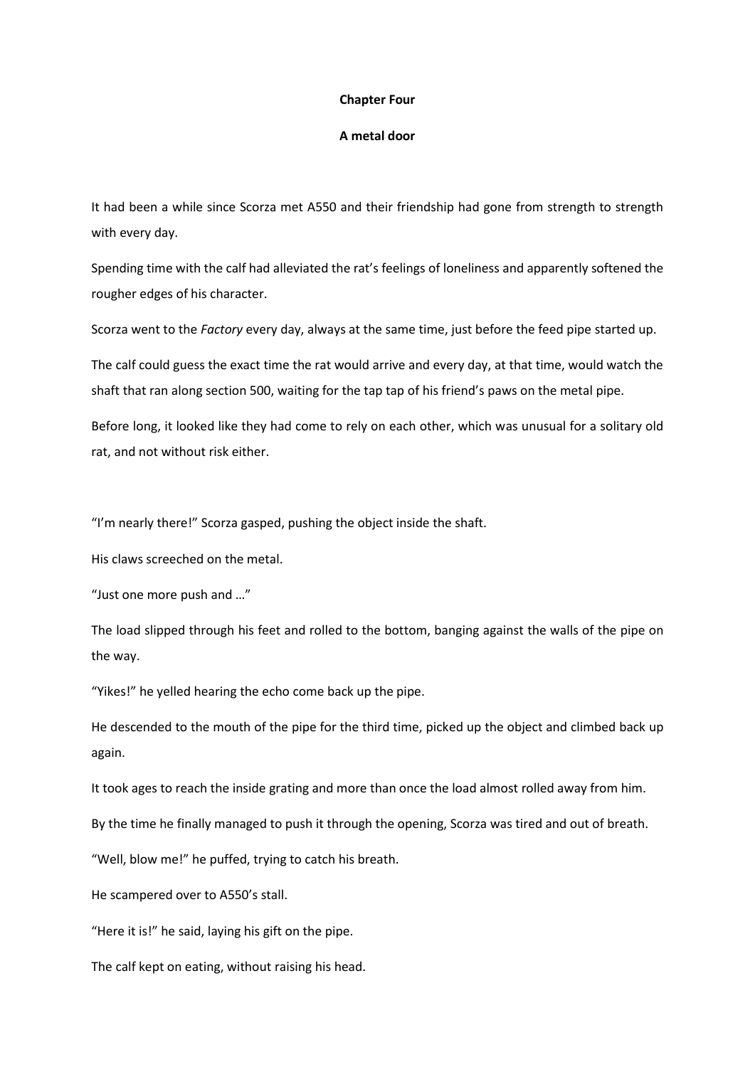**Chapter Four**

**A metal door**

It had been a while since Scorza met A550 and their friendship had gone from strength to strength with every day.

Spending time with the calf had alleviated the rat's feelings of loneliness and apparently softened the rougher edges of his character.

Scorza went to the *Factory* every day, always at the same time, just before the feed pipe started up.

The calf could guess the exact time the rat would arrive and every day, at that time, would watch the shaft that ran along section 500, waiting for the tap tap of his friend's paws on the metal pipe.

Before long, it looked like they had come to rely on each other, which was unusual for a solitary old rat, and not without risk either.

"I'm nearly there!" Scorza gasped, pushing the object inside the shaft.

His claws screeched on the metal.

"Just one more push and …"

The load slipped through his feet and rolled to the bottom, banging against the walls of the pipe on the way.

"Yikes!" he yelled hearing the echo come back up the pipe.

He descended to the mouth of the pipe for the third time, picked up the object and climbed back up again.

It took ages to reach the inside grating and more than once the load almost rolled away from him.

By the time he finally managed to push it through the opening, Scorza was tired and out of breath.

"Well, blow me!" he puffed, trying to catch his breath.

He scampered over to A550's stall.

"Here it is!" he said, laying his gift on the pipe.

The calf kept on eating, without raising his head.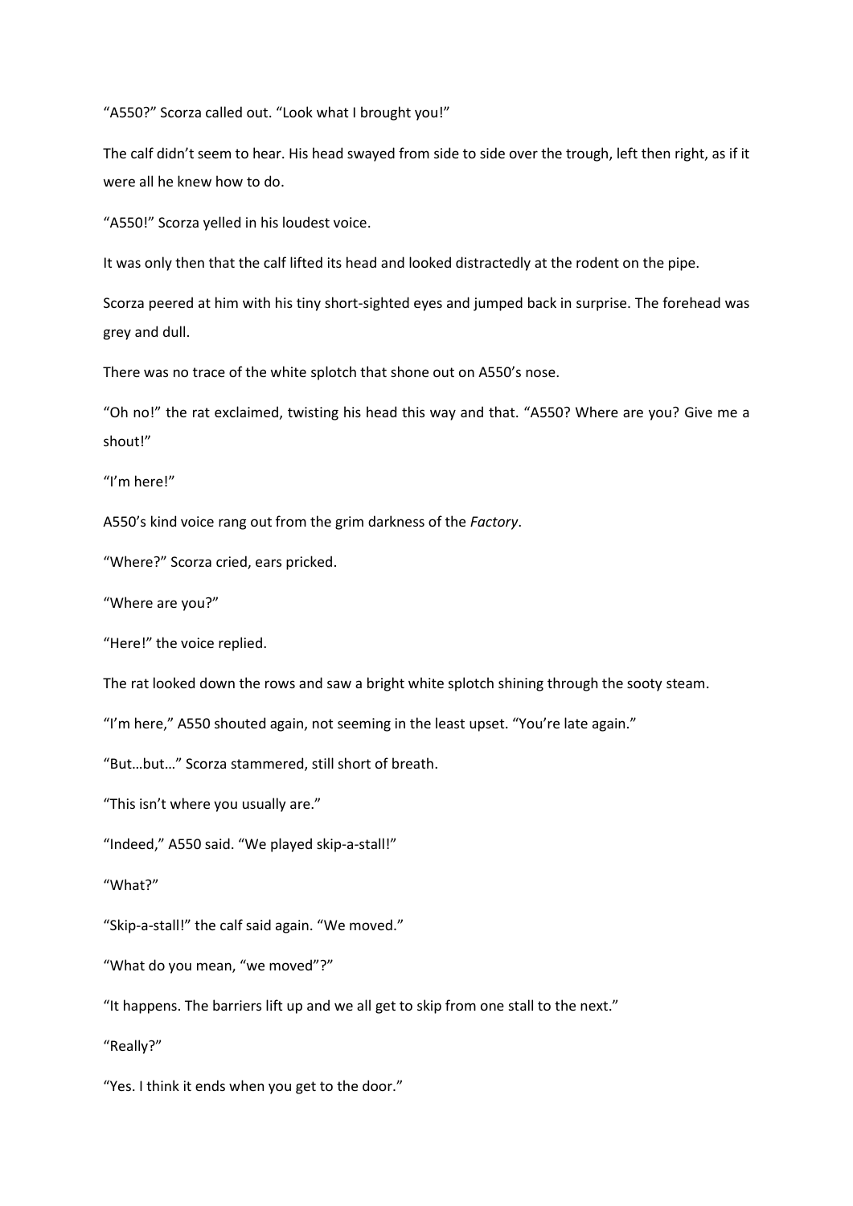"A550?" Scorza called out. "Look what I brought you!"

The calf didn't seem to hear. His head swayed from side to side over the trough, left then right, as if it were all he knew how to do.

"A550!" Scorza yelled in his loudest voice.

It was only then that the calf lifted its head and looked distractedly at the rodent on the pipe.

Scorza peered at him with his tiny short-sighted eyes and jumped back in surprise. The forehead was grey and dull.

There was no trace of the white splotch that shone out on A550's nose.

"Oh no!" the rat exclaimed, twisting his head this way and that. "A550? Where are you? Give me a shout!"

"I'm here!"

A550's kind voice rang out from the grim darkness of the *Factory*.

"Where?" Scorza cried, ears pricked.

"Where are you?"

"Here!" the voice replied.

The rat looked down the rows and saw a bright white splotch shining through the sooty steam.

"I'm here," A550 shouted again, not seeming in the least upset. "You're late again."

"But…but…" Scorza stammered, still short of breath.

"This isn't where you usually are."

"Indeed," A550 said. "We played skip-a-stall!"

"What?"

"Skip-a-stall!" the calf said again. "We moved."

"What do you mean, "we moved"?"

"It happens. The barriers lift up and we all get to skip from one stall to the next."

"Really?"

"Yes. I think it ends when you get to the door."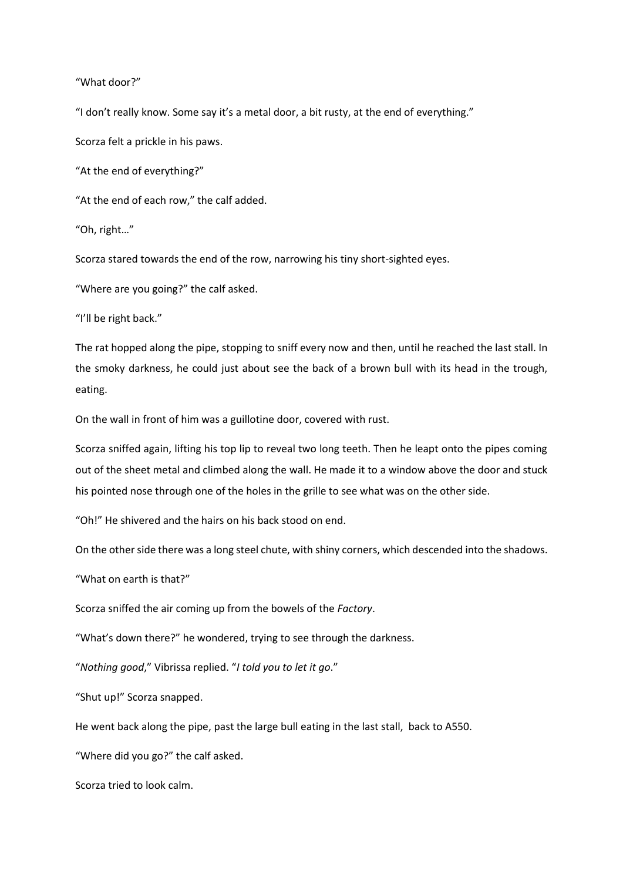"What door?"

"I don't really know. Some say it's a metal door, a bit rusty, at the end of everything."

Scorza felt a prickle in his paws.

"At the end of everything?"

"At the end of each row," the calf added.

"Oh, right…"

Scorza stared towards the end of the row, narrowing his tiny short-sighted eyes.

"Where are you going?" the calf asked.

"I'll be right back."

The rat hopped along the pipe, stopping to sniff every now and then, until he reached the last stall. In the smoky darkness, he could just about see the back of a brown bull with its head in the trough, eating.

On the wall in front of him was a guillotine door, covered with rust.

Scorza sniffed again, lifting his top lip to reveal two long teeth. Then he leapt onto the pipes coming out of the sheet metal and climbed along the wall. He made it to a window above the door and stuck his pointed nose through one of the holes in the grille to see what was on the other side.

"Oh!" He shivered and the hairs on his back stood on end.

On the other side there was a long steel chute, with shiny corners, which descended into the shadows.

"What on earth is that?"

Scorza sniffed the air coming up from the bowels of the *Factory*.

"What's down there?" he wondered, trying to see through the darkness.

"*Nothing good*," Vibrissa replied. "*I told you to let it go*."

"Shut up!" Scorza snapped.

He went back along the pipe, past the large bull eating in the last stall, back to A550.

"Where did you go?" the calf asked.

Scorza tried to look calm.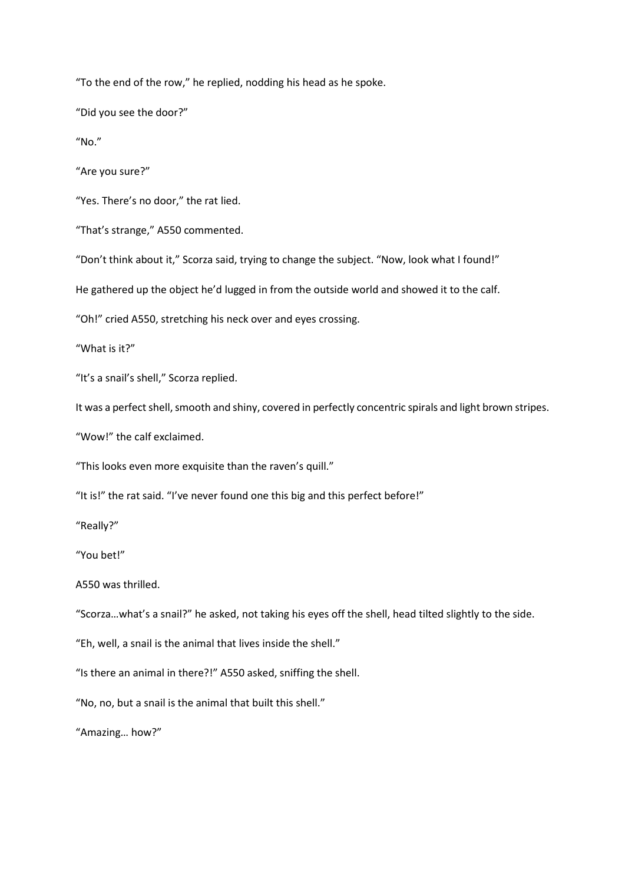"To the end of the row," he replied, nodding his head as he spoke.

"Did you see the door?"

"No."

"Are you sure?"

"Yes. There's no door," the rat lied.

"That's strange," A550 commented.

"Don't think about it," Scorza said, trying to change the subject. "Now, look what I found!"

He gathered up the object he'd lugged in from the outside world and showed it to the calf.

"Oh!" cried A550, stretching his neck over and eyes crossing.

"What is it?"

"It's a snail's shell," Scorza replied.

It was a perfect shell, smooth and shiny, covered in perfectly concentric spirals and light brown stripes.

"Wow!" the calf exclaimed.

"This looks even more exquisite than the raven's quill."

"It is!" the rat said. "I've never found one this big and this perfect before!"

"Really?"

"You bet!"

A550 was thrilled.

"Scorza…what's a snail?" he asked, not taking his eyes off the shell, head tilted slightly to the side.

"Eh, well, a snail is the animal that lives inside the shell."

"Is there an animal in there?!" A550 asked, sniffing the shell.

"No, no, but a snail is the animal that built this shell."

"Amazing… how?"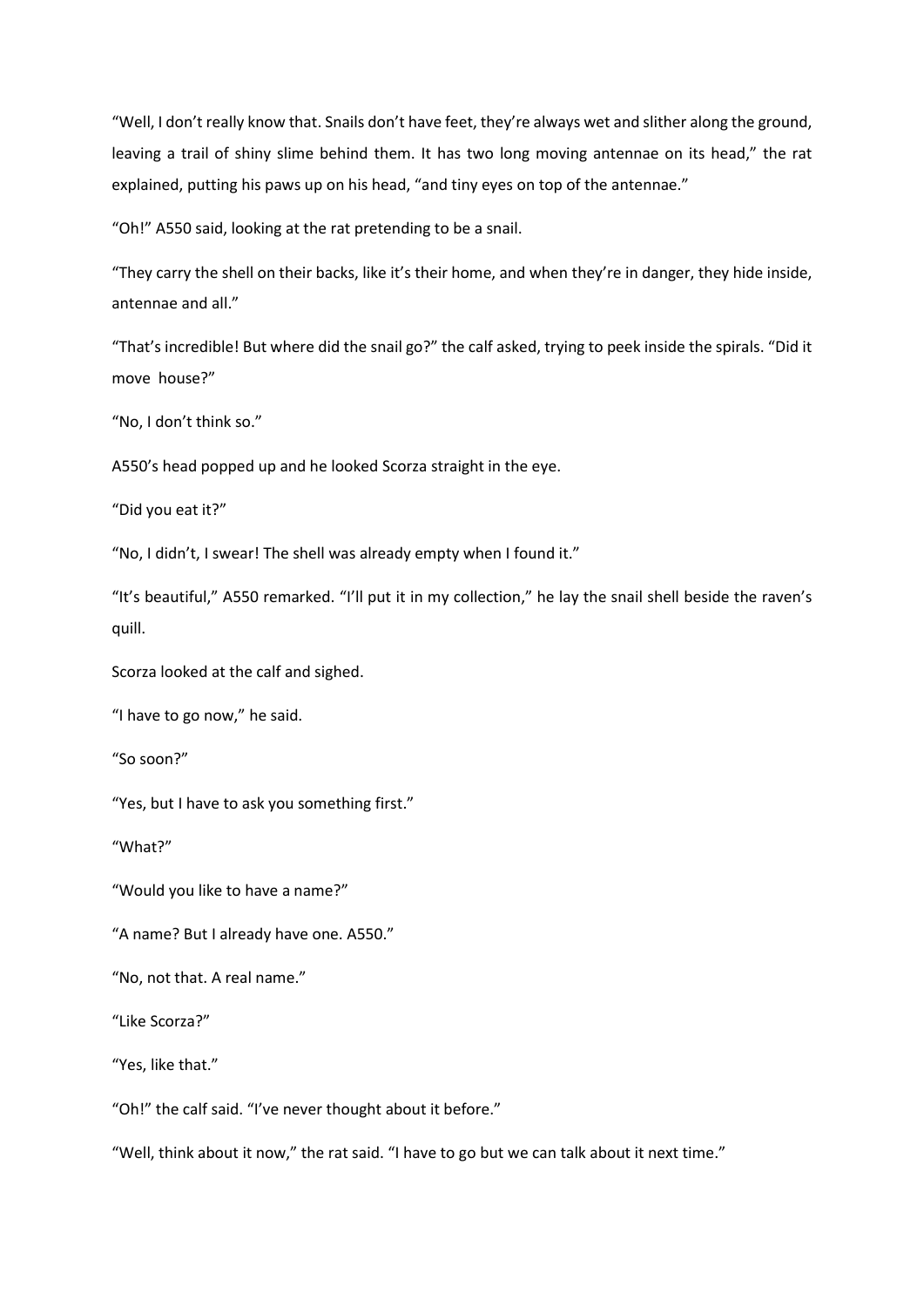"Well, I don't really know that. Snails don't have feet, they're always wet and slither along the ground, leaving a trail of shiny slime behind them. It has two long moving antennae on its head," the rat explained, putting his paws up on his head, "and tiny eyes on top of the antennae."

"Oh!" A550 said, looking at the rat pretending to be a snail.

"They carry the shell on their backs, like it's their home, and when they're in danger, they hide inside, antennae and all."

"That's incredible! But where did the snail go?" the calf asked, trying to peek inside the spirals. "Did it move house?"

"No, I don't think so."

A550's head popped up and he looked Scorza straight in the eye.

"Did you eat it?"

"No, I didn't, I swear! The shell was already empty when I found it."

"It's beautiful," A550 remarked. "I'll put it in my collection," he lay the snail shell beside the raven's quill.

Scorza looked at the calf and sighed.

"I have to go now," he said.

"So soon?"

"Yes, but I have to ask you something first."

"What?"

"Would you like to have a name?"

"A name? But I already have one. A550."

"No, not that. A real name."

"Like Scorza?"

"Yes, like that."

"Oh!" the calf said. "I've never thought about it before."

"Well, think about it now," the rat said. "I have to go but we can talk about it next time."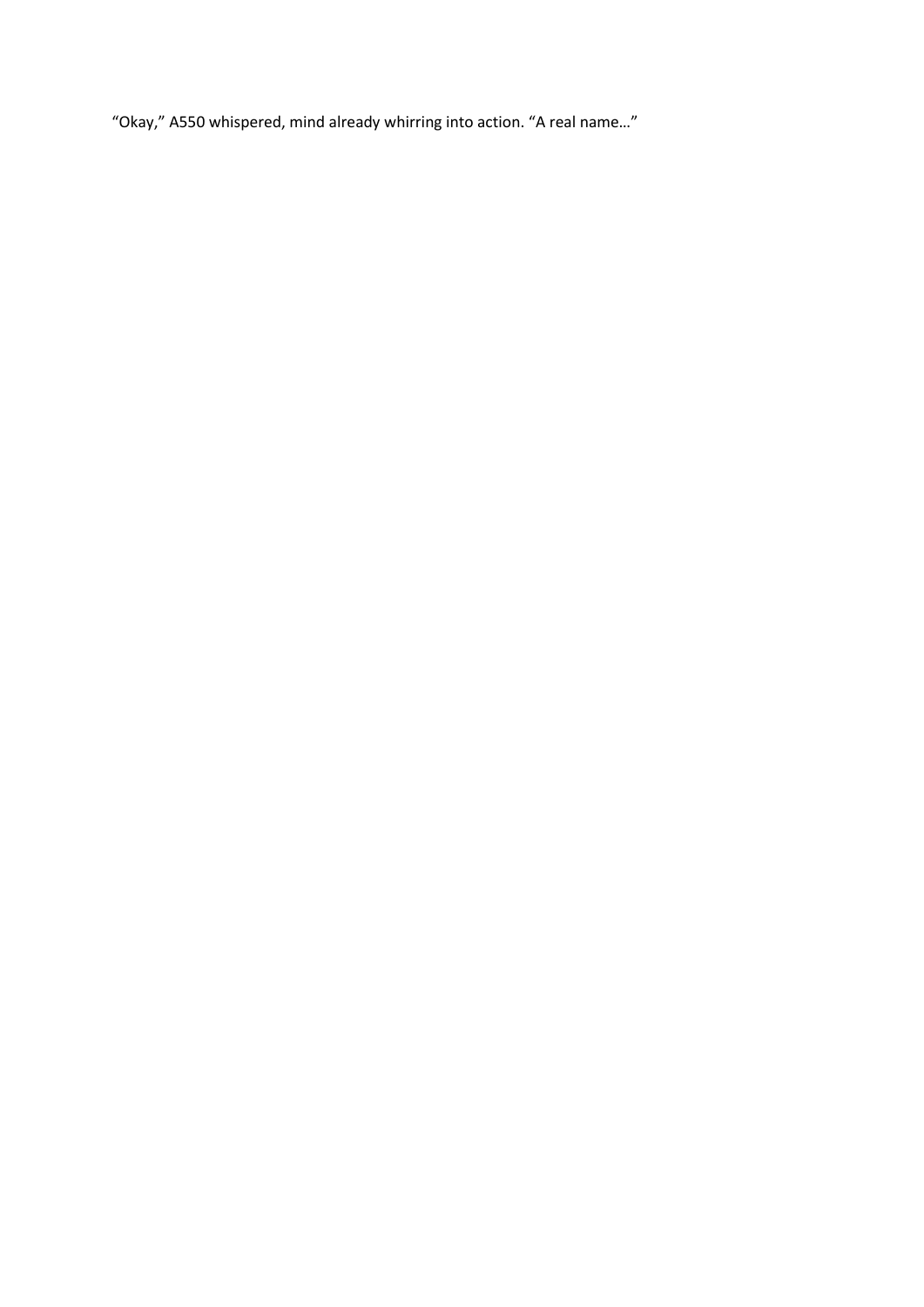“Okay,” A550 whispered, mind already whirring into action. “A real name…”